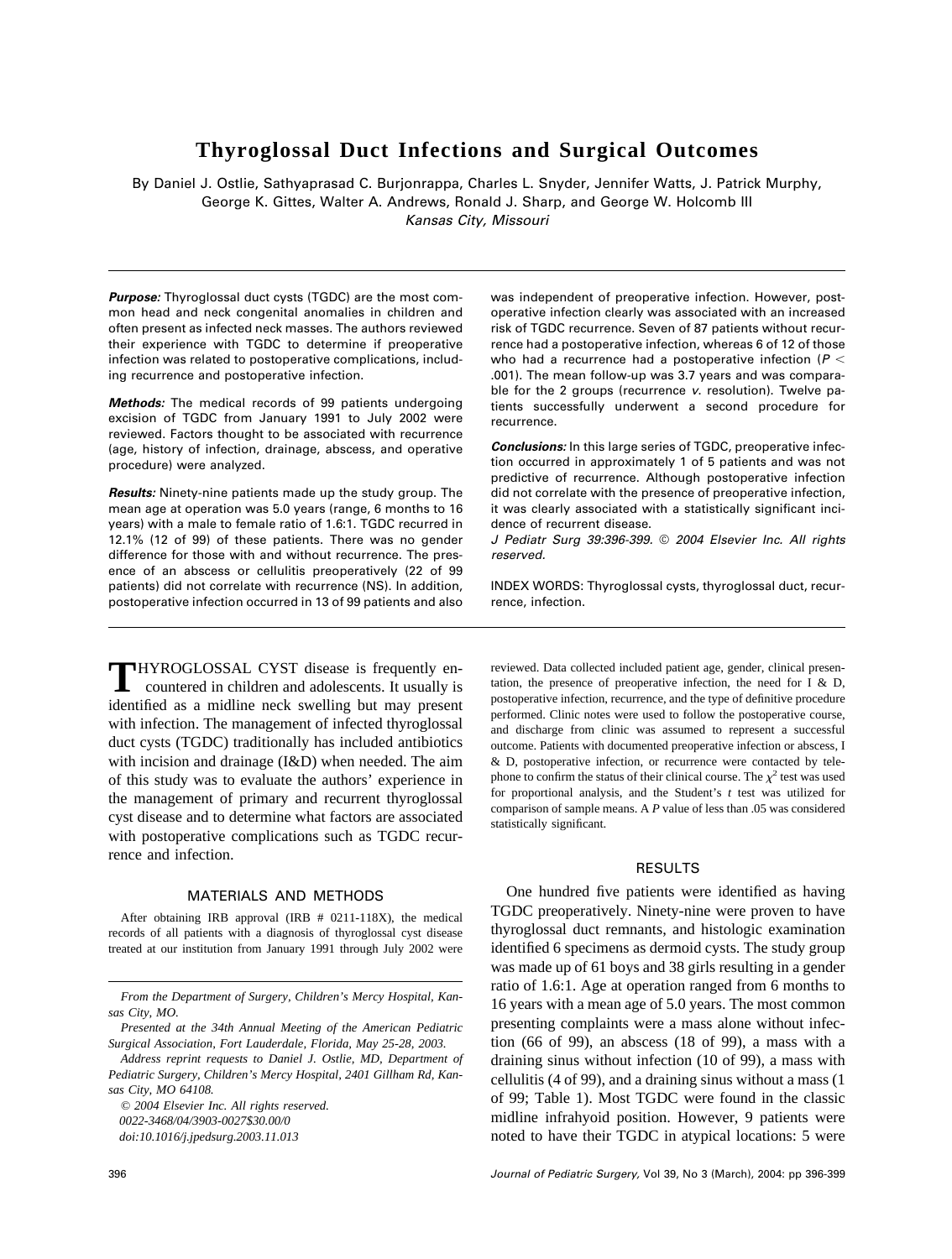# Thyroglossal Duct Infections and Surgical Outcomes

By Daniel J. Ostlie, Sathyaprasad C. Burjonrappa, Charles L. Snyder, Jennifer Watts, J. Patrick Murphy, George K. Gittes, Walter A. Andrews, Ronald J. Sharp, and George W. Holcomb III

*Kansas City, Missouri*

***Purpose:*** Thyroglossal duct cysts (TGDC) are the most common head and neck congenital anomalies in children and often present as infected neck masses. The authors reviewed their experience with TGDC to determine if preoperative infection was related to postoperative complications, including recurrence and postoperative infection.

***Methods:*** The medical records of 99 patients undergoing excision of TGDC from January 1991 to July 2002 were reviewed. Factors thought to be associated with recurrence (age, history of infection, drainage, abscess, and operative procedure) were analyzed.

***Results:*** Ninety-nine patients made up the study group. The mean age at operation was 5.0 years (range, 6 months to 16 years) with a male to female ratio of 1.6:1. TGDC recurred in 12.1% (12 of 99) of these patients. There was no gender difference for those with and without recurrence. The presence of an abscess or cellulitis preoperatively (22 of 99 patients) did not correlate with recurrence (NS). In addition, postoperative infection occurred in 13 of 99 patients and also was independent of preoperative infection. However, postoperative infection clearly was associated with an increased risk of TGDC recurrence. Seven of 87 patients without recurrence had a postoperative infection, whereas 6 of 12 of those who had a recurrence had a postoperative infection ($P <$ .001). The mean follow-up was 3.7 years and was comparable for the 2 groups (recurrence *v.* resolution). Twelve patients successfully underwent a second procedure for recurrence.

***Conclusions:*** In this large series of TGDC, preoperative infection occurred in approximately 1 of 5 patients and was not predictive of recurrence. Although postoperative infection did not correlate with the presence of preoperative infection, it was clearly associated with a statistically significant incidence of recurrent disease.

*J Pediatr Surg 39:396-399. © 2004 Elsevier Inc. All rights reserved.*

INDEX WORDS: Thyroglossal cysts, thyroglossal duct, recurrence, infection.

THYROGLOSSAL CYST disease is frequently encountered in children and adolescents. It usually is identified as a midline neck swelling but may present with infection. The management of infected thyroglossal duct cysts (TGDC) traditionally has included antibiotics with incision and drainage (I&D) when needed. The aim of this study was to evaluate the authors' experience in the management of primary and recurrent thyroglossal cyst disease and to determine what factors are associated with postoperative complications such as TGDC recurrence and infection.

## MATERIALS AND METHODS

After obtaining IRB approval (IRB # 0211-118X), the medical records of all patients with a diagnosis of thyroglossal cyst disease treated at our institution from January 1991 through July 2002 were reviewed. Data collected included patient age, gender, clinical presentation, the presence of preoperative infection, the need for I & D, postoperative infection, recurrence, and the type of definitive procedure performed. Clinic notes were used to follow the postoperative course, and discharge from clinic was assumed to represent a successful outcome. Patients with documented preoperative infection or abscess, I & D, postoperative infection, or recurrence were contacted by telephone to confirm the status of their clinical course. The $\chi^2$ test was used for proportional analysis, and the Student's *t* test was utilized for comparison of sample means. A *P* value of less than .05 was considered statistically significant.

## RESULTS

One hundred five patients were identified as having TGDC preoperatively. Ninety-nine were proven to have thyroglossal duct remnants, and histologic examination identified 6 specimens as dermoid cysts. The study group was made up of 61 boys and 38 girls resulting in a gender ratio of 1.6:1. Age at operation ranged from 6 months to 16 years with a mean age of 5.0 years. The most common presenting complaints were a mass alone without infection (66 of 99), an abscess (18 of 99), a mass with a draining sinus without infection (10 of 99), a mass with cellulitis (4 of 99), and a draining sinus without a mass (1 of 99; Table 1). Most TGDC were found in the classic midline infrahyoid position. However, 9 patients were noted to have their TGDC in atypical locations: 5 were

*From the Department of Surgery, Children's Mercy Hospital, Kansas City, MO.*

*Presented at the 34th Annual Meeting of the American Pediatric Surgical Association, Fort Lauderdale, Florida, May 25-28, 2003.*

*Address reprint requests to Daniel J. Ostlie, MD, Department of Pediatric Surgery, Children's Mercy Hospital, 2401 Gillham Rd, Kansas City, MO 64108.*

*© 2004 Elsevier Inc. All rights reserved.*

*0022-3468/04/3903-0027$30.00/0*

*doi:10.1016/j.jpedsurg.2003.11.013*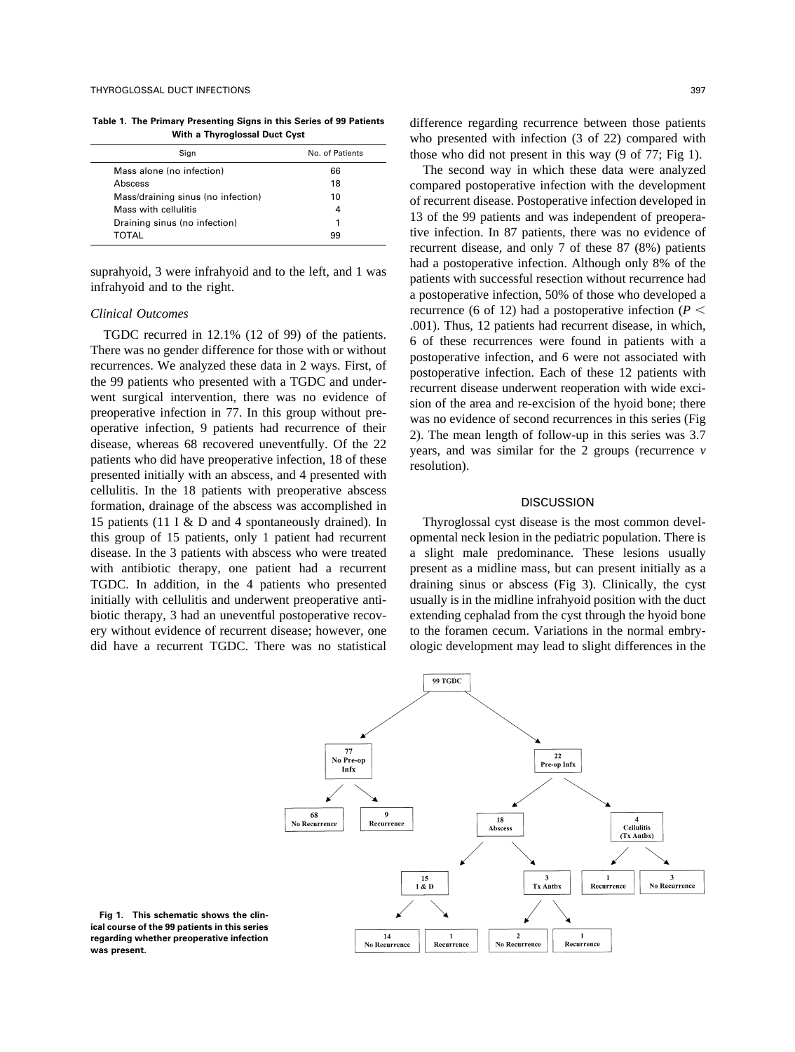**Table 1. The Primary Presenting Signs in this Series of 99 Patients With a Thyroglossal Duct Cyst**

| Sign | No. of Patients |
|---|---|
| Mass alone (no infection) | 66 |
| Abscess | 18 |
| Mass/draining sinus (no infection) | 10 |
| Mass with cellulitis | 4 |
| Draining sinus (no infection) | 1 |
| TOTAL | 99 |

suprahyoid, 3 were infrahyoid and to the left, and 1 was infrahyoid and to the right.

### *Clinical Outcomes*

TGDC recurred in 12.1% (12 of 99) of the patients. There was no gender difference for those with or without recurrences. We analyzed these data in 2 ways. First, of the 99 patients who presented with a TGDC and underwent surgical intervention, there was no evidence of preoperative infection in 77. In this group without preoperative infection, 9 patients had recurrence of their disease, whereas 68 recovered uneventfully. Of the 22 patients who did have preoperative infection, 18 of these presented initially with an abscess, and 4 presented with cellulitis. In the 18 patients with preoperative abscess formation, drainage of the abscess was accomplished in 15 patients (11 I & D and 4 spontaneously drained). In this group of 15 patients, only 1 patient had recurrent disease. In the 3 patients with abscess who were treated with antibiotic therapy, one patient had a recurrent TGDC. In addition, in the 4 patients who presented initially with cellulitis and underwent preoperative antibiotic therapy, 3 had an uneventful postoperative recovery without evidence of recurrent disease; however, one did have a recurrent TGDC. There was no statistical difference regarding recurrence between those patients who presented with infection (3 of 22) compared with those who did not present in this way (9 of 77; Fig 1).

The second way in which these data were analyzed compared postoperative infection with the development of recurrent disease. Postoperative infection developed in 13 of the 99 patients and was independent of preoperative infection. In 87 patients, there was no evidence of recurrent disease, and only 7 of these 87 (8%) patients had a postoperative infection. Although only 8% of the patients with successful resection without recurrence had a postoperative infection, 50% of those who developed a recurrence (6 of 12) had a postoperative infection ($P < .001$). Thus, 12 patients had recurrent disease, in which, 6 of these recurrences were found in patients with a postoperative infection, and 6 were not associated with postoperative infection. Each of these 12 patients with recurrent disease underwent reoperation with wide excision of the area and re-excision of the hyoid bone; there was no evidence of second recurrences in this series (Fig 2). The mean length of follow-up in this series was 3.7 years, and was similar for the 2 groups (recurrence *v* resolution).

## DISCUSSION

Thyroglossal cyst disease is the most common developmental neck lesion in the pediatric population. There is a slight male predominance. These lesions usually present as a midline mass, but can present initially as a draining sinus or abscess (Fig 3). Clinically, the cyst usually is in the midline infrahyoid position with the duct extending cephalad from the cyst through the hyoid bone to the foramen cecum. Variations in the normal embryologic development may lead to slight differences in the

```
99 TGDC
├── 77 No Pre-op Infx
│   ├── 68 No Recurrence
│   └── 9 Recurrence
└── 22 Pre-op Infx
    ├── 18 Abscess
    │   ├── 15 I & D
    │   │   ├── 14 No Recurrence
    │   │   └── 1 Recurrence
    │   └── 3 Tx Antbx
    │       ├── 2 No Recurrence
    │       └── 1 Recurrence
    └── 4 Cellulitis (Tx Antbx)
        ├── 1 Recurrence
        └── 3 No Recurrence
```

**Fig 1. This schematic shows the clinical course of the 99 patients in this series regarding whether preoperative infection was present.**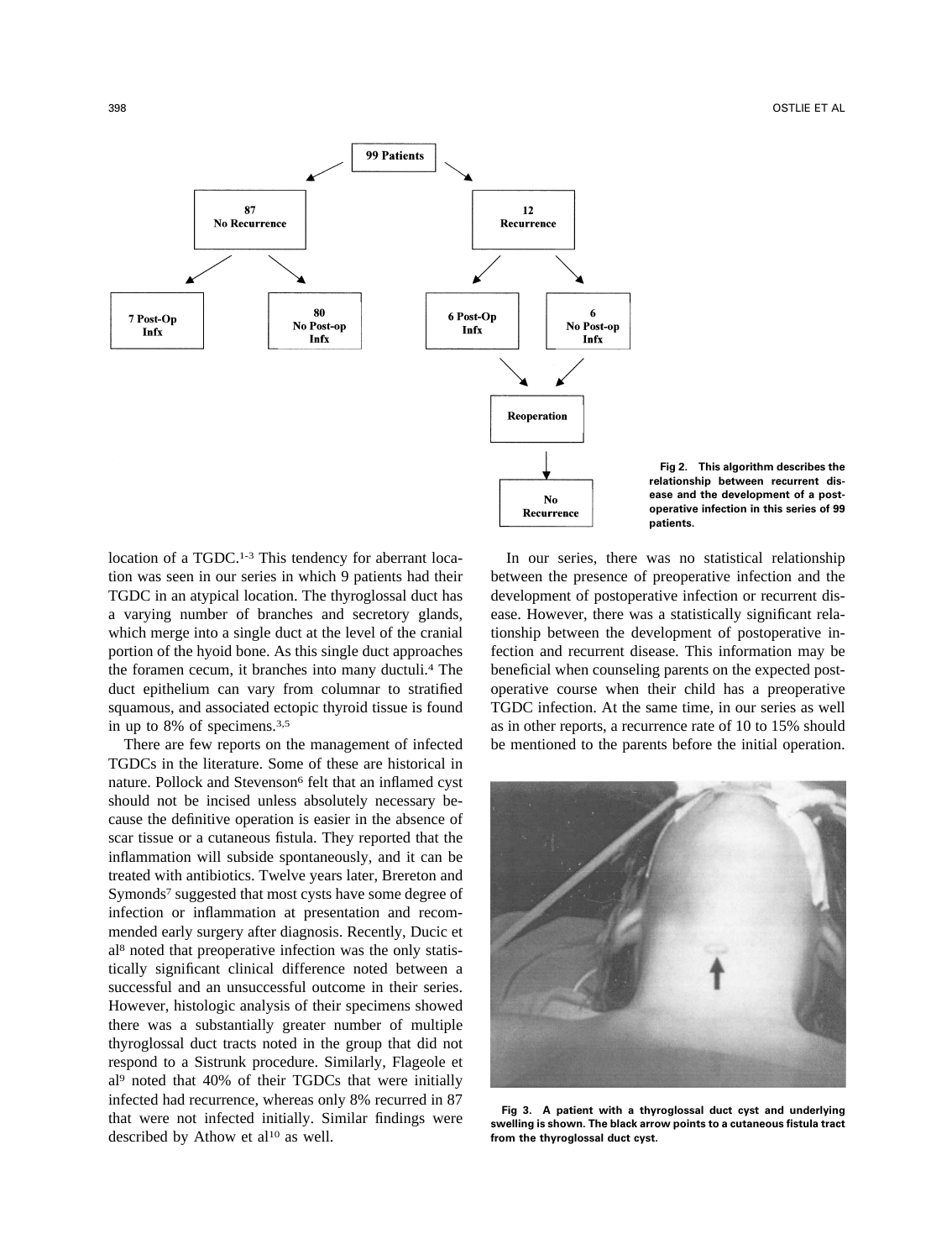99 Patients

87 No Recurrence → 7 Post-Op Infx; 80 No Post-op Infx

12 Recurrence → 6 Post-Op Infx; 6 No Post-op Infx → Reoperation → No Recurrence

Fig 2. This algorithm describes the relationship between recurrent disease and the development of a postoperative infection in this series of 99 patients.

location of a TGDC.[1-3] This tendency for aberrant location was seen in our series in which 9 patients had their TGDC in an atypical location. The thyroglossal duct has a varying number of branches and secretory glands, which merge into a single duct at the level of the cranial portion of the hyoid bone. As this single duct approaches the foramen cecum, it branches into many ductuli.[4] The duct epithelium can vary from columnar to stratified squamous, and associated ectopic thyroid tissue is found in up to 8% of specimens.[3,5]

There are few reports on the management of infected TGDCs in the literature. Some of these are historical in nature. Pollock and Stevenson[6] felt that an inflamed cyst should not be incised unless absolutely necessary because the definitive operation is easier in the absence of scar tissue or a cutaneous fistula. They reported that the inflammation will subside spontaneously, and it can be treated with antibiotics. Twelve years later, Brereton and Symonds[7] suggested that most cysts have some degree of infection or inflammation at presentation and recommended early surgery after diagnosis. Recently, Ducic et al[8] noted that preoperative infection was the only statistically significant clinical difference noted between a successful and an unsuccessful outcome in their series. However, histologic analysis of their specimens showed there was a substantially greater number of multiple thyroglossal duct tracts noted in the group that did not respond to a Sistrunk procedure. Similarly, Flageole et al[9] noted that 40% of their TGDCs that were initially infected had recurrence, whereas only 8% recurred in 87 that were not infected initially. Similar findings were described by Athow et al[10] as well.

In our series, there was no statistical relationship between the presence of preoperative infection and the development of postoperative infection or recurrent disease. However, there was a statistically significant relationship between the development of postoperative infection and recurrent disease. This information may be beneficial when counseling parents on the expected postoperative course when their child has a preoperative TGDC infection. At the same time, in our series as well as in other reports, a recurrence rate of 10 to 15% should be mentioned to the parents before the initial operation.

Fig 3. A patient with a thyroglossal duct cyst and underlying swelling is shown. The black arrow points to a cutaneous fistula tract from the thyroglossal duct cyst.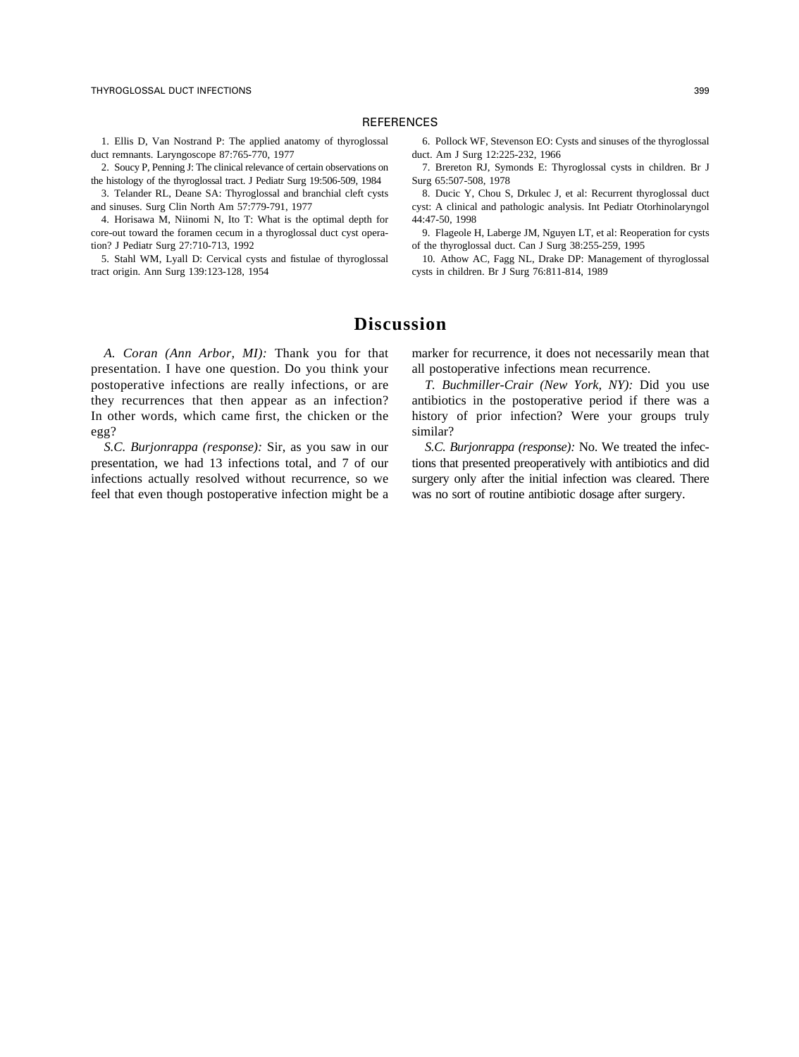## REFERENCES

1. Ellis D, Van Nostrand P: The applied anatomy of thyroglossal duct remnants. Laryngoscope 87:765-770, 1977
2. Soucy P, Penning J: The clinical relevance of certain observations on the histology of the thyroglossal tract. J Pediatr Surg 19:506-509, 1984
3. Telander RL, Deane SA: Thyroglossal and branchial cleft cysts and sinuses. Surg Clin North Am 57:779-791, 1977
4. Horisawa M, Niinomi N, Ito T: What is the optimal depth for core-out toward the foramen cecum in a thyroglossal duct cyst operation? J Pediatr Surg 27:710-713, 1992
5. Stahl WM, Lyall D: Cervical cysts and fistulae of thyroglossal tract origin. Ann Surg 139:123-128, 1954
6. Pollock WF, Stevenson EO: Cysts and sinuses of the thyroglossal duct. Am J Surg 12:225-232, 1966
7. Brereton RJ, Symonds E: Thyroglossal cysts in children. Br J Surg 65:507-508, 1978
8. Ducic Y, Chou S, Drkulec J, et al: Recurrent thyroglossal duct cyst: A clinical and pathologic analysis. Int Pediatr Otorhinolaryngol 44:47-50, 1998
9. Flageole H, Laberge JM, Nguyen LT, et al: Reoperation for cysts of the thyroglossal duct. Can J Surg 38:255-259, 1995
10. Athow AC, Fagg NL, Drake DP: Management of thyroglossal cysts in children. Br J Surg 76:811-814, 1989

# Discussion

*A. Coran (Ann Arbor, MI):* Thank you for that presentation. I have one question. Do you think your postoperative infections are really infections, or are they recurrences that then appear as an infection? In other words, which came first, the chicken or the egg?

*S.C. Burjonrappa (response):* Sir, as you saw in our presentation, we had 13 infections total, and 7 of our infections actually resolved without recurrence, so we feel that even though postoperative infection might be a marker for recurrence, it does not necessarily mean that all postoperative infections mean recurrence.

*T. Buchmiller-Crair (New York, NY):* Did you use antibiotics in the postoperative period if there was a history of prior infection? Were your groups truly similar?

*S.C. Burjonrappa (response):* No. We treated the infections that presented preoperatively with antibiotics and did surgery only after the initial infection was cleared. There was no sort of routine antibiotic dosage after surgery.